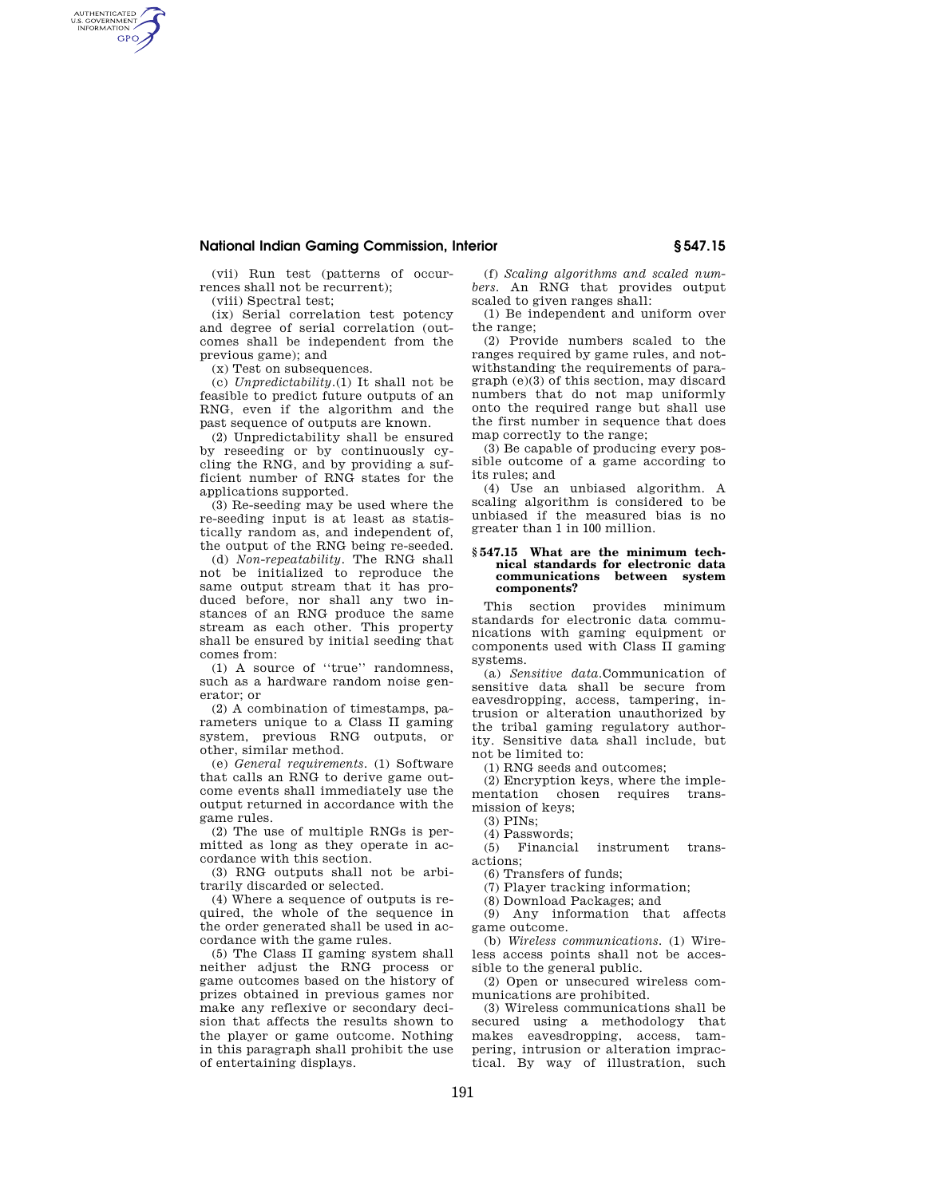(vii) Run test (patterns of occurrences shall not be recurrent);

(viii) Spectral test;

(ix) Serial correlation test potency and degree of serial correlation (outcomes shall be independent from the previous game); and

(x) Test on subsequences.

(c) *Unpredictability*.(1) It shall not be feasible to predict future outputs of an RNG, even if the algorithm and the past sequence of outputs are known.

(2) Unpredictability shall be ensured by reseeding or by continuously cycling the RNG, and by providing a sufficient number of RNG states for the applications supported.

(3) Re-seeding may be used where the re-seeding input is at least as statistically random as, and independent of, the output of the RNG being re-seeded.

(d) *Non-repeatability*. The RNG shall not be initialized to reproduce the same output stream that it has produced before, nor shall any two instances of an RNG produce the same stream as each other. This property shall be ensured by initial seeding that comes from:

(1) A source of "true" randomness, such as a hardware random noise generator; or

(2) A combination of timestamps, parameters unique to a Class II gaming system, previous RNG outputs, or other, similar method.

(e) *General requirements*. (1) Software that calls an RNG to derive game outcome events shall immediately use the output returned in accordance with the game rules.

(2) The use of multiple RNGs is permitted as long as they operate in accordance with this section.

(3) RNG outputs shall not be arbitrarily discarded or selected.

(4) Where a sequence of outputs is required, the whole of the sequence in the order generated shall be used in accordance with the game rules.

(5) The Class II gaming system shall neither adjust the RNG process or game outcomes based on the history of prizes obtained in previous games nor make any reflexive or secondary decision that affects the results shown to the player or game outcome. Nothing in this paragraph shall prohibit the use of entertaining displays.

(f) *Scaling algorithms and scaled numbers*. An RNG that provides output scaled to given ranges shall:

(1) Be independent and uniform over the range;

(2) Provide numbers scaled to the ranges required by game rules, and notwithstanding the requirements of paragraph (e)(3) of this section, may discard numbers that do not map uniformly onto the required range but shall use the first number in sequence that does map correctly to the range;

(3) Be capable of producing every possible outcome of a game according to its rules; and

(4) Use an unbiased algorithm. A scaling algorithm is considered to be unbiased if the measured bias is no greater than 1 in 100 million.

### § 547.15 What are the minimum technical standards for electronic data communications between system components?

This section provides minimum standards for electronic data communications with gaming equipment or components used with Class II gaming systems.

(a) *Sensitive data*.Communication of sensitive data shall be secure from eavesdropping, access, tampering, intrusion or alteration unauthorized by the tribal gaming regulatory authority. Sensitive data shall include, but not be limited to:

(1) RNG seeds and outcomes;

(2) Encryption keys, where the implementation chosen requires transmission of keys;

(3) PINs;

(4) Passwords;

(5) Financial instrument transactions;

(6) Transfers of funds;

(7) Player tracking information;

(8) Download Packages; and

(9) Any information that affects game outcome.

(b) *Wireless communications*. (1) Wireless access points shall not be accessible to the general public.

(2) Open or unsecured wireless communications are prohibited.

(3) Wireless communications shall be secured using a methodology that makes eavesdropping, access, tampering, intrusion or alteration impractical. By way of illustration, such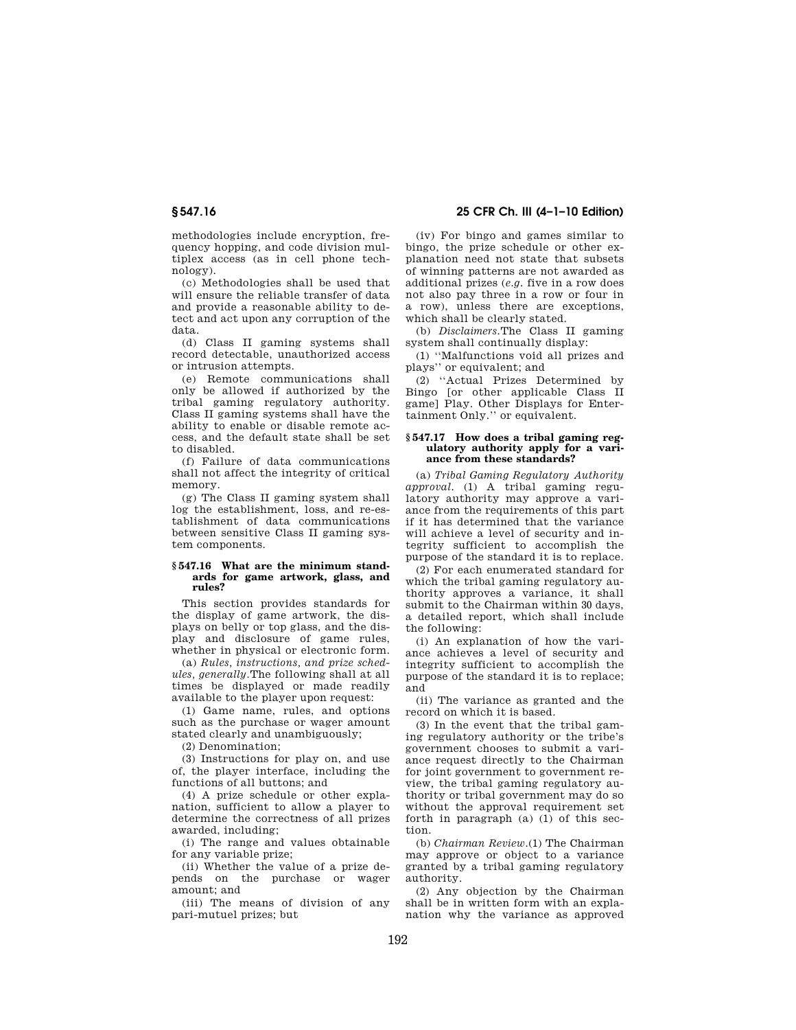methodologies include encryption, frequency hopping, and code division multiplex access (as in cell phone technology).

(c) Methodologies shall be used that will ensure the reliable transfer of data and provide a reasonable ability to detect and act upon any corruption of the data.

(d) Class II gaming systems shall record detectable, unauthorized access or intrusion attempts.

(e) Remote communications shall only be allowed if authorized by the tribal gaming regulatory authority. Class II gaming systems shall have the ability to enable or disable remote access, and the default state shall be set to disabled.

(f) Failure of data communications shall not affect the integrity of critical memory.

(g) The Class II gaming system shall log the establishment, loss, and re-establishment of data communications between sensitive Class II gaming system components.

### § 547.16 What are the minimum standards for game artwork, glass, and rules?

This section provides standards for the display of game artwork, the displays on belly or top glass, and the display and disclosure of game rules, whether in physical or electronic form.

(a) *Rules, instructions, and prize schedules, generally.* The following shall at all times be displayed or made readily available to the player upon request:

(1) Game name, rules, and options such as the purchase or wager amount stated clearly and unambiguously;

(2) Denomination;

(3) Instructions for play on, and use of, the player interface, including the functions of all buttons; and

(4) A prize schedule or other explanation, sufficient to allow a player to determine the correctness of all prizes awarded, including;

(i) The range and values obtainable for any variable prize;

(ii) Whether the value of a prize depends on the purchase or wager amount; and

(iii) The means of division of any pari-mutuel prizes; but

(iv) For bingo and games similar to bingo, the prize schedule or other explanation need not state that subsets of winning patterns are not awarded as additional prizes (*e.g.* five in a row does not also pay three in a row or four in a row), unless there are exceptions, which shall be clearly stated.

(b) *Disclaimers.* The Class II gaming system shall continually display:

(1) ''Malfunctions void all prizes and plays'' or equivalent; and

(2) ''Actual Prizes Determined by Bingo [or other applicable Class II game] Play. Other Displays for Entertainment Only.'' or equivalent.

### § 547.17 How does a tribal gaming regulatory authority apply for a variance from these standards?

(a) *Tribal Gaming Regulatory Authority approval.* (1) A tribal gaming regulatory authority may approve a variance from the requirements of this part if it has determined that the variance will achieve a level of security and integrity sufficient to accomplish the purpose of the standard it is to replace.

(2) For each enumerated standard for which the tribal gaming regulatory authority approves a variance, it shall submit to the Chairman within 30 days, a detailed report, which shall include the following:

(i) An explanation of how the variance achieves a level of security and integrity sufficient to accomplish the purpose of the standard it is to replace; and

(ii) The variance as granted and the record on which it is based.

(3) In the event that the tribal gaming regulatory authority or the tribe's government chooses to submit a variance request directly to the Chairman for joint government to government review, the tribal gaming regulatory authority or tribal government may do so without the approval requirement set forth in paragraph (a) (1) of this section.

(b) *Chairman Review.* (1) The Chairman may approve or object to a variance granted by a tribal gaming regulatory authority.

(2) Any objection by the Chairman shall be in written form with an explanation why the variance as approved